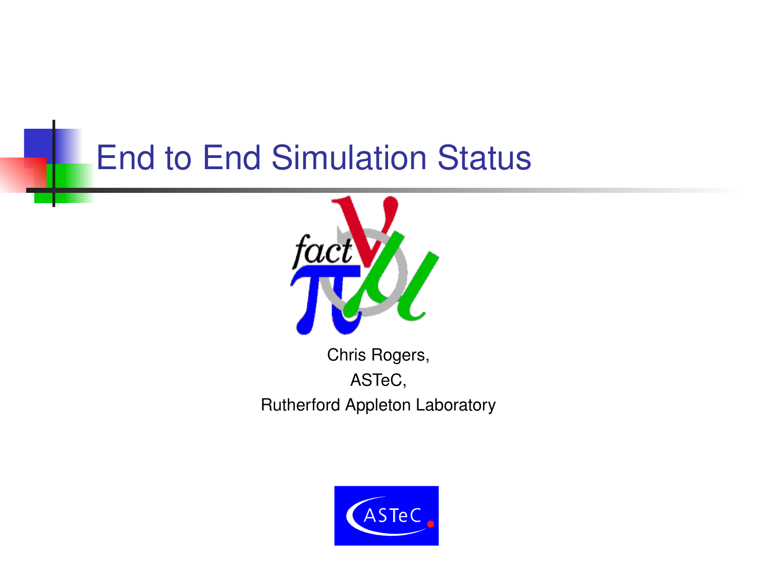# End to End Simulation Status

Chris Rogers,

ASTeC,

Rutherford Appleton Laboratory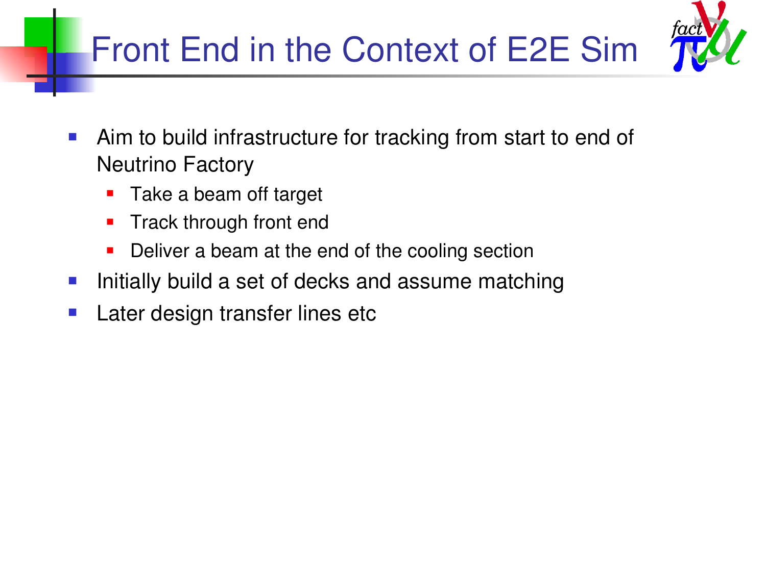# Front End in the Context of E2E Sim

- Aim to build infrastructure for tracking from start to end of Neutrino Factory
  - Take a beam off target
  - Track through front end
  - Deliver a beam at the end of the cooling section
- Initially build a set of decks and assume matching
- Later design transfer lines etc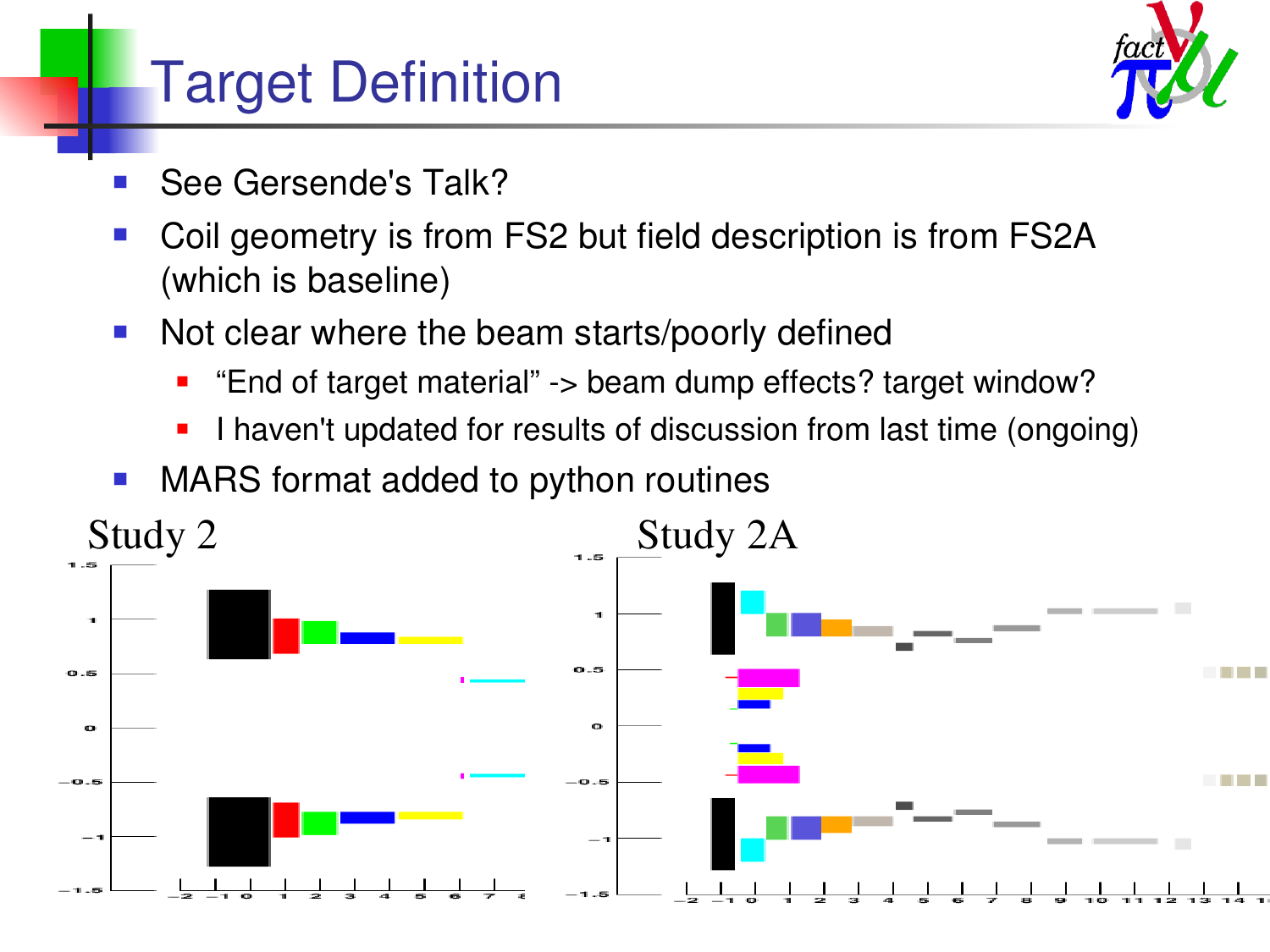# Target Definition

- See Gersende's Talk?
- Coil geometry is from FS2 but field description is from FS2A (which is baseline)
- Not clear where the beam starts/poorly defined
  - "End of target material" -> beam dump effects? target window?
  - I haven't updated for results of discussion from last time (ongoing)
- MARS format added to python routines

Study 2

Study 2A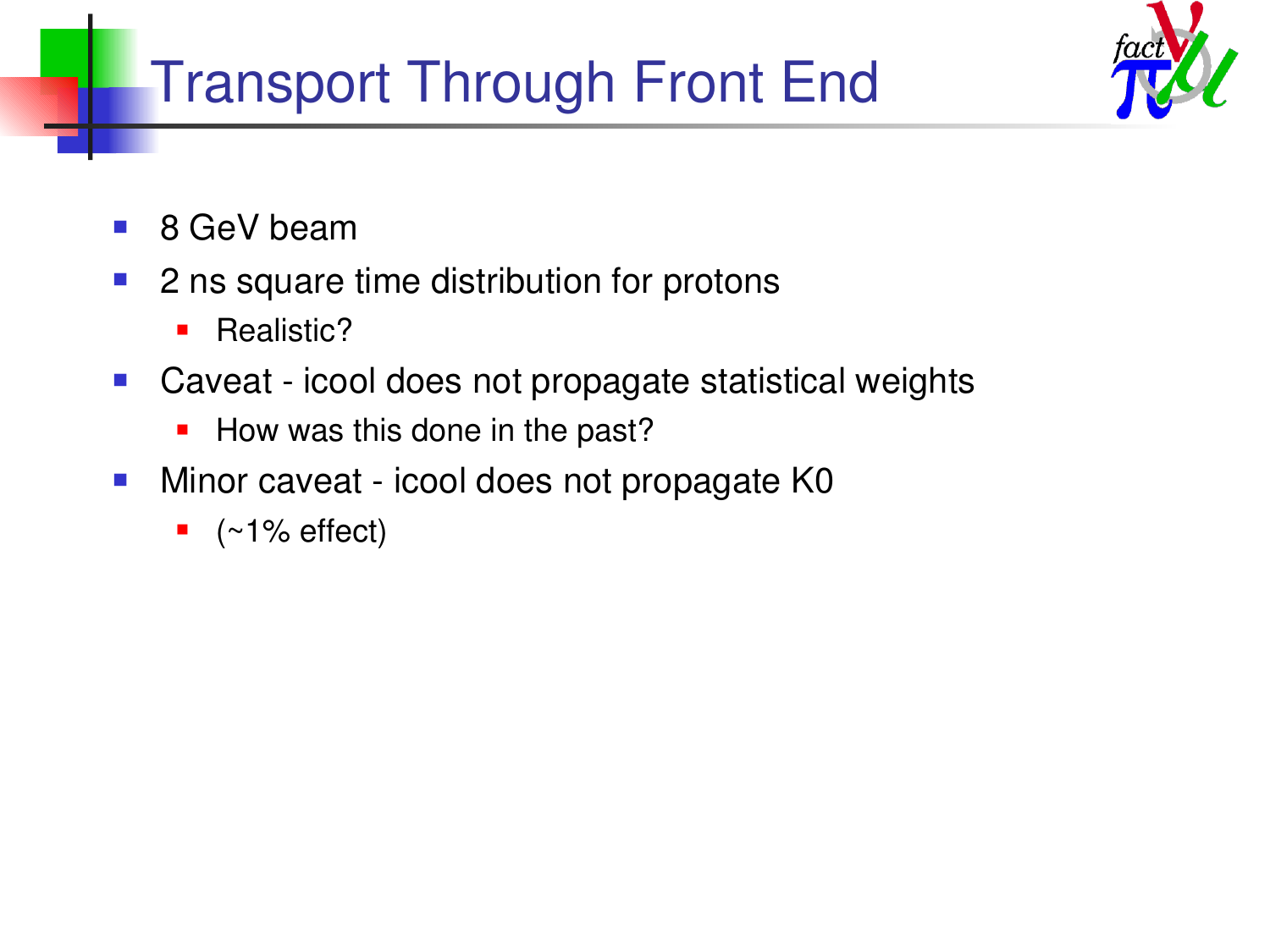# Transport Through Front End

- 8 GeV beam
- 2 ns square time distribution for protons
  - Realistic?
- Caveat - icool does not propagate statistical weights
  - How was this done in the past?
- Minor caveat - icool does not propagate K0
  - (~1% effect)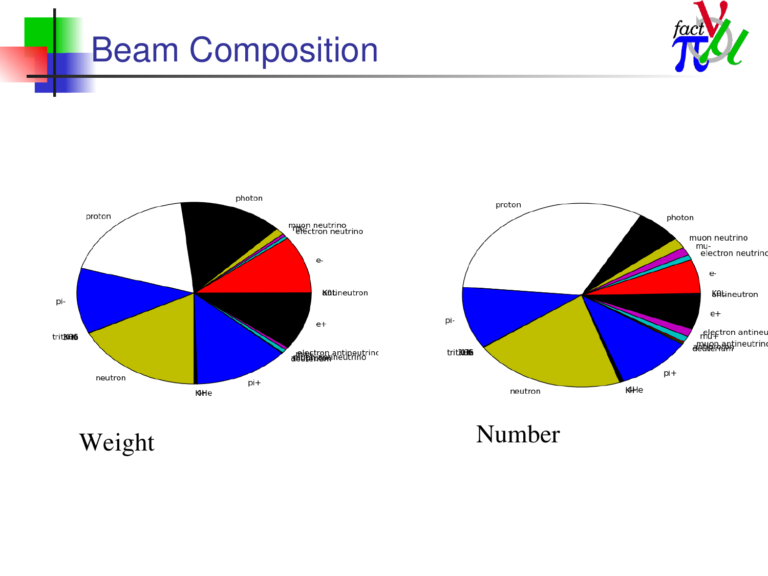# Beam Composition

Weight

Number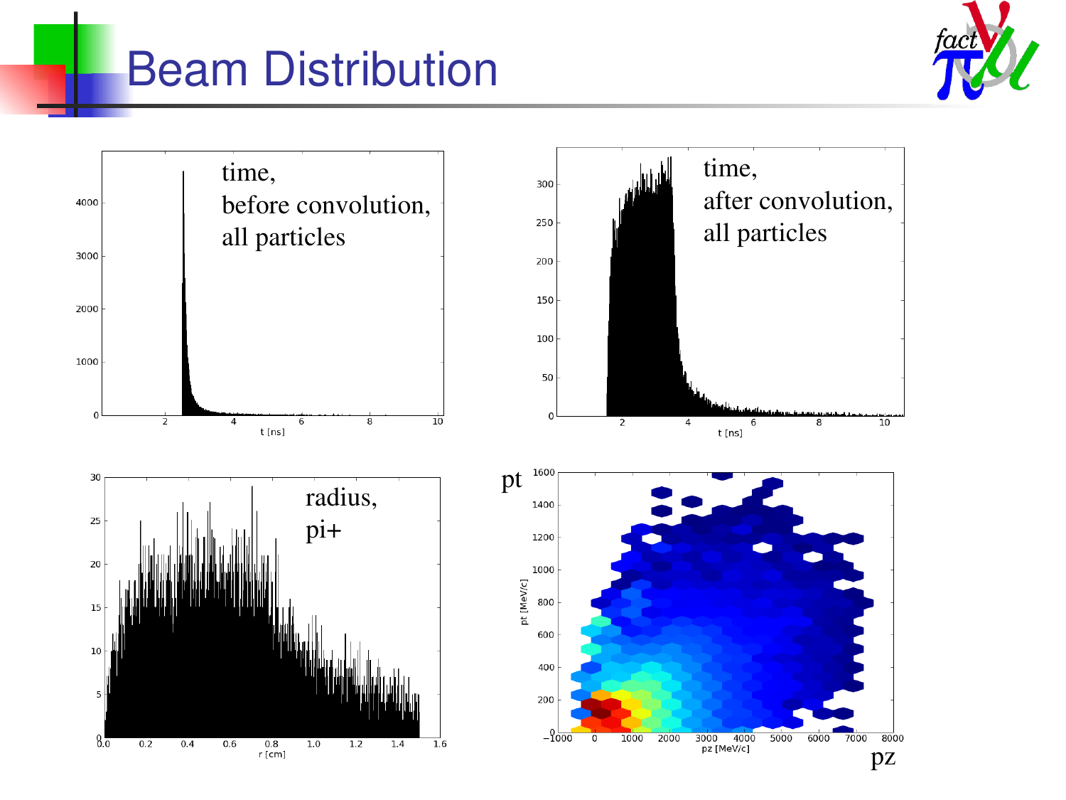# Beam Distribution

time,
before convolution,
all particles

time,
after convolution,
all particles

radius,
pi+

pt

pz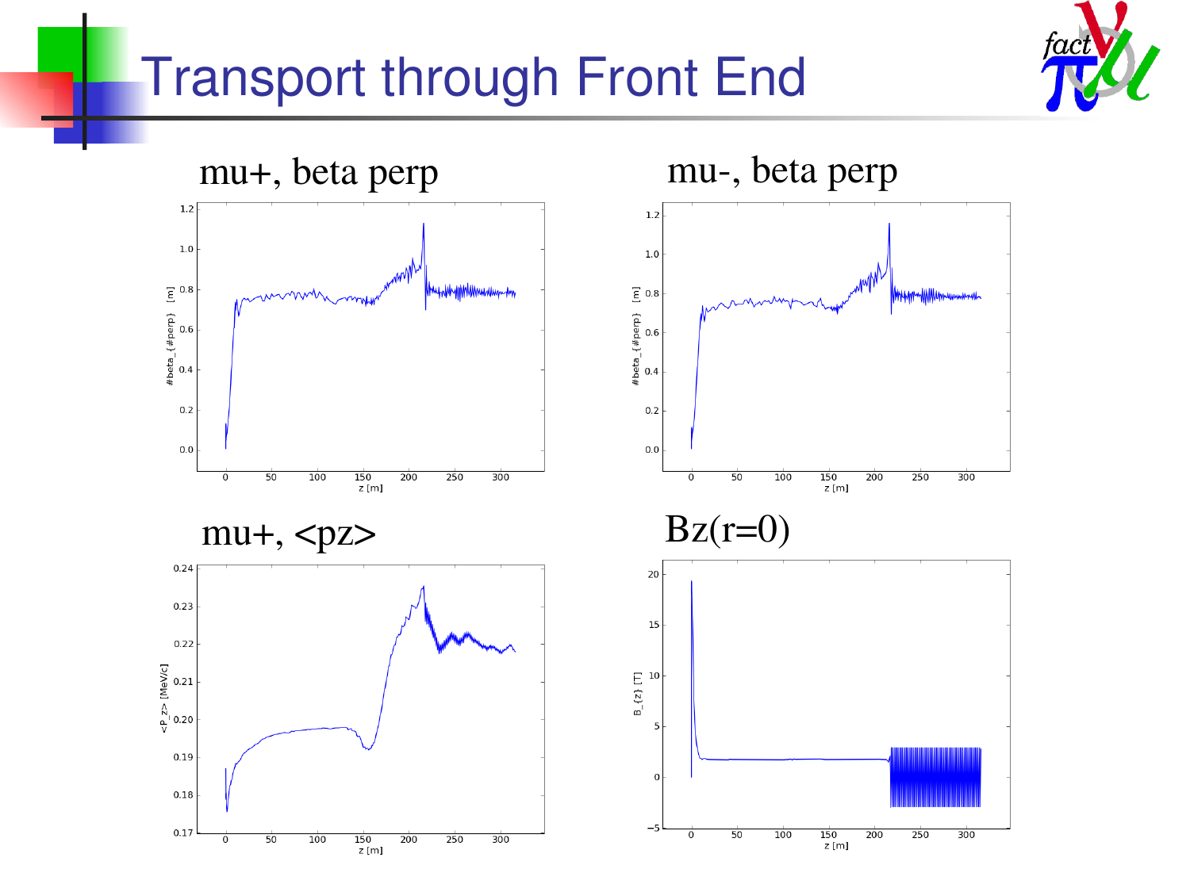# Transport through Front End

mu+, beta perp

mu-, beta perp

mu+, <pz>

Bz(r=0)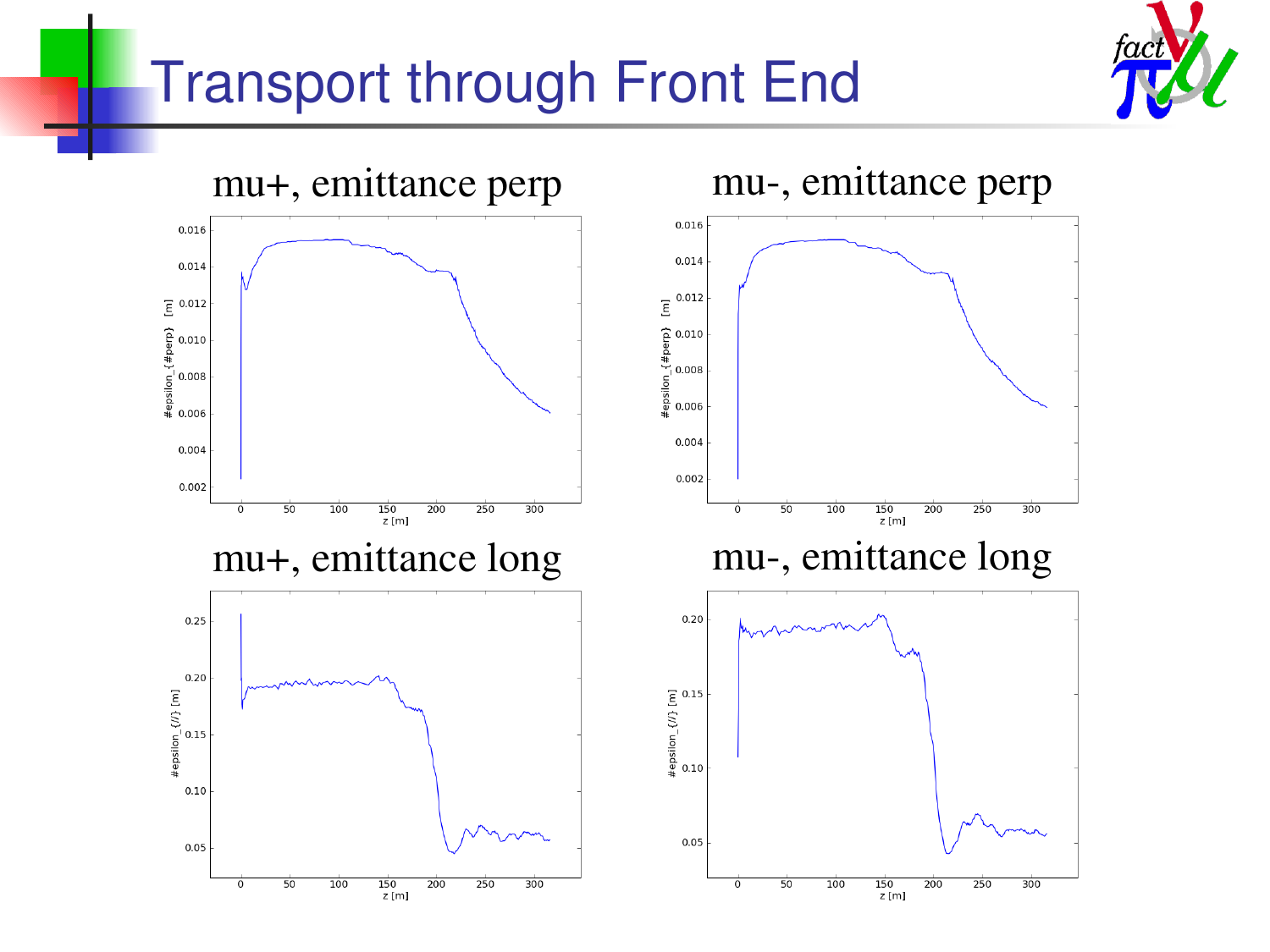# Transport through Front End

mu+, emittance perp

mu-, emittance perp

mu+, emittance long

mu-, emittance long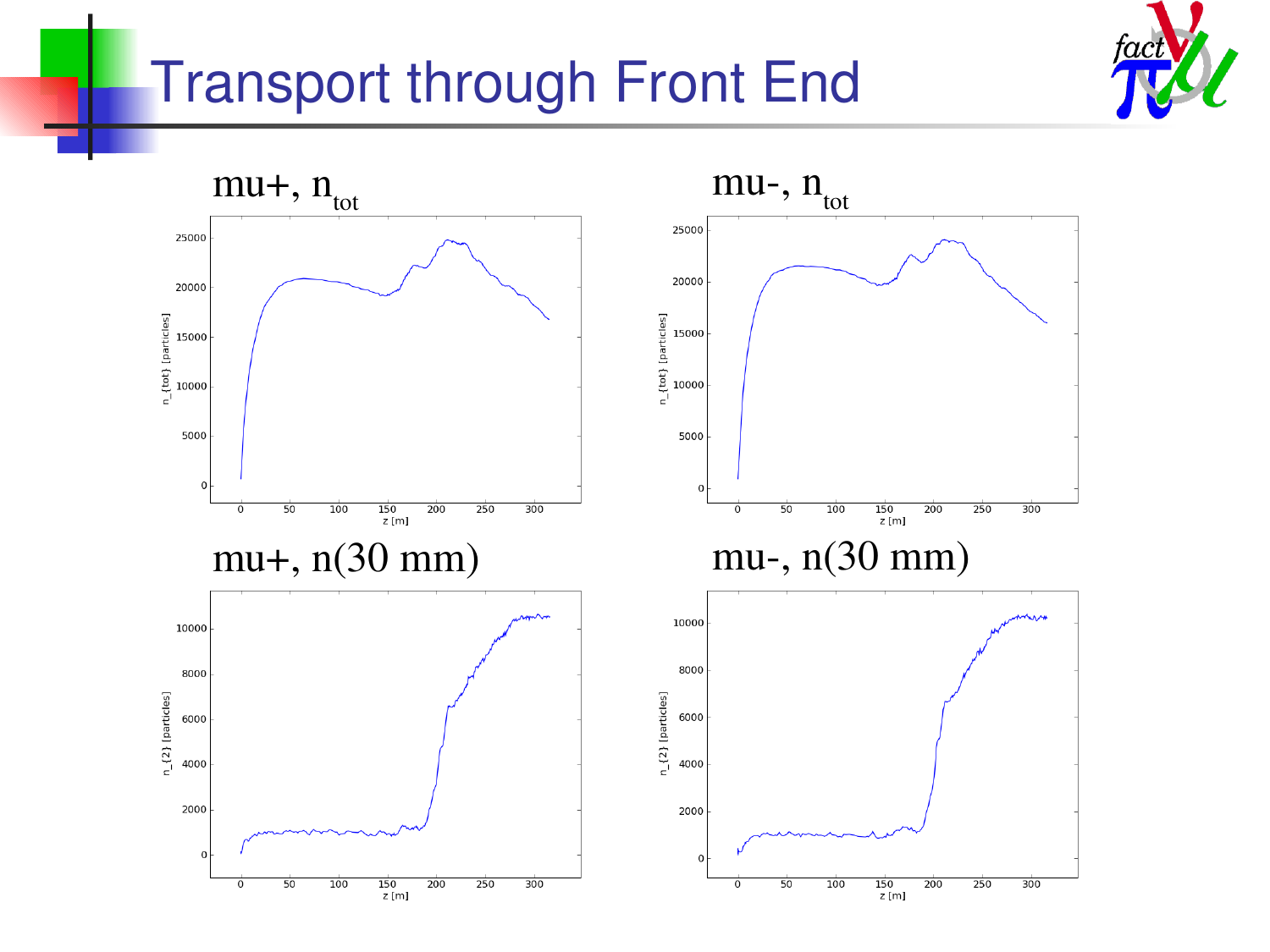# Transport through Front End

mu+, $n_{tot}$

25000
20000
15000
10000
5000
0
n_{tot} [particles]
0 50 100 150 200 250 300
z [m]

mu-, $n_{tot}$

25000
20000
15000
10000
5000
0
n_{tot} [particles]
0 50 100 150 200 250 300
z [m]

mu+, n(30 mm)

10000
8000
6000
4000
2000
0
n_{2} [particles]
0 50 100 150 200 250 300
z [m]

mu-, n(30 mm)

10000
8000
6000
4000
2000
0
n_{2} [particles]
0 50 100 150 200 250 300
z [m]